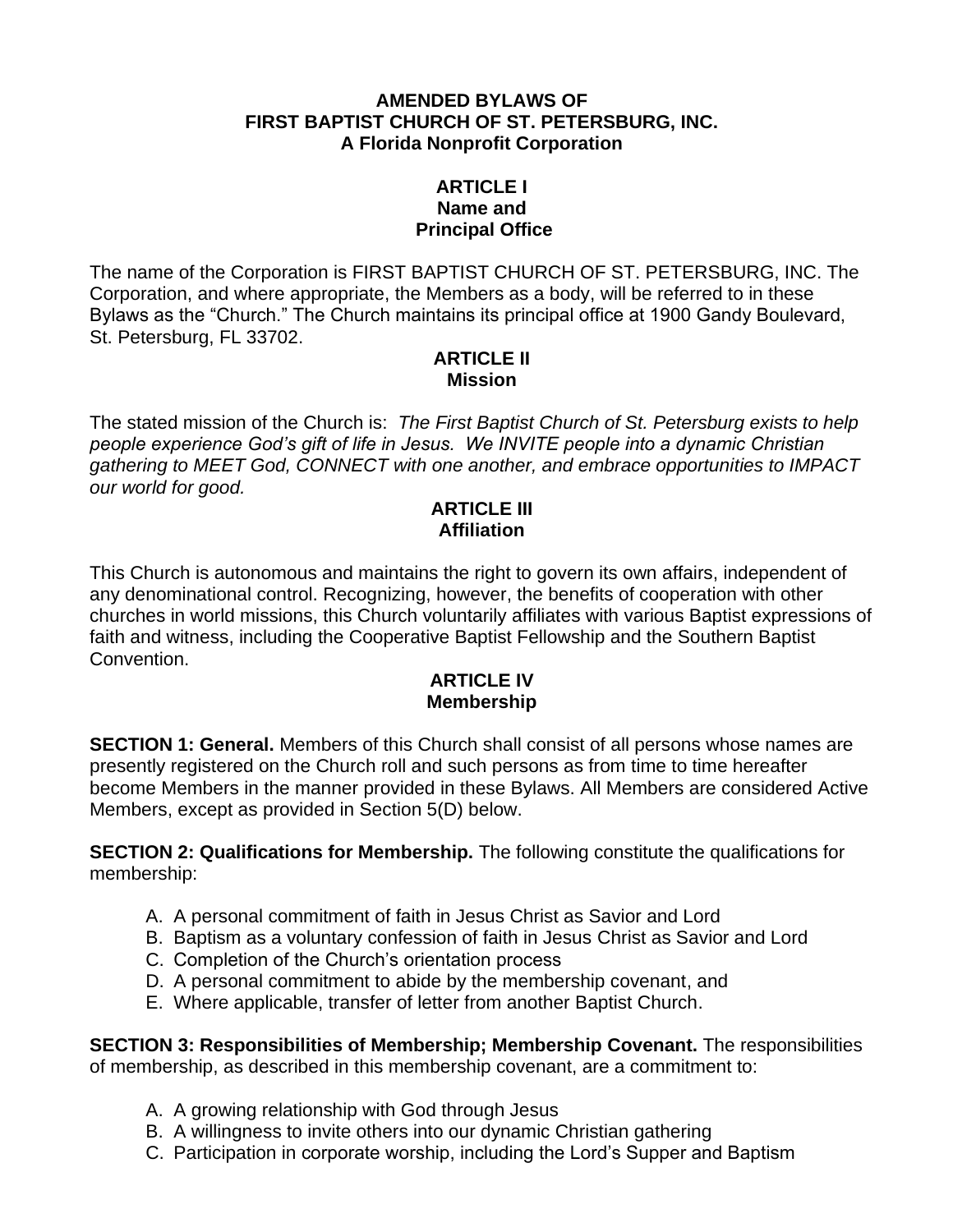# AMENDED BYLAWS OF FIRST BAPTIST CHURCH OF ST. PETERSBURG, INC.

**A Florida Nonprofit Corporation**

## ARTICLE I
## Name and Principal Office

The name of the Corporation is FIRST BAPTIST CHURCH OF ST. PETERSBURG, INC. The Corporation, and where appropriate, the Members as a body, will be referred to in these Bylaws as the "Church." The Church maintains its principal office at 1900 Gandy Boulevard, St. Petersburg, FL 33702.

## ARTICLE II
## Mission

The stated mission of the Church is: *The First Baptist Church of St. Petersburg exists to help people experience God's gift of life in Jesus. We INVITE people into a dynamic Christian gathering to MEET God, CONNECT with one another, and embrace opportunities to IMPACT our world for good.*

## ARTICLE III
## Affiliation

This Church is autonomous and maintains the right to govern its own affairs, independent of any denominational control. Recognizing, however, the benefits of cooperation with other churches in world missions, this Church voluntarily affiliates with various Baptist expressions of faith and witness, including the Cooperative Baptist Fellowship and the Southern Baptist Convention.

## ARTICLE IV
## Membership

**SECTION 1: General.** Members of this Church shall consist of all persons whose names are presently registered on the Church roll and such persons as from time to time hereafter become Members in the manner provided in these Bylaws. All Members are considered Active Members, except as provided in Section 5(D) below.

**SECTION 2: Qualifications for Membership.** The following constitute the qualifications for membership:

A. A personal commitment of faith in Jesus Christ as Savior and Lord
B. Baptism as a voluntary confession of faith in Jesus Christ as Savior and Lord
C. Completion of the Church's orientation process
D. A personal commitment to abide by the membership covenant, and
E. Where applicable, transfer of letter from another Baptist Church.

**SECTION 3: Responsibilities of Membership; Membership Covenant.** The responsibilities of membership, as described in this membership covenant, are a commitment to:

A. A growing relationship with God through Jesus
B. A willingness to invite others into our dynamic Christian gathering
C. Participation in corporate worship, including the Lord's Supper and Baptism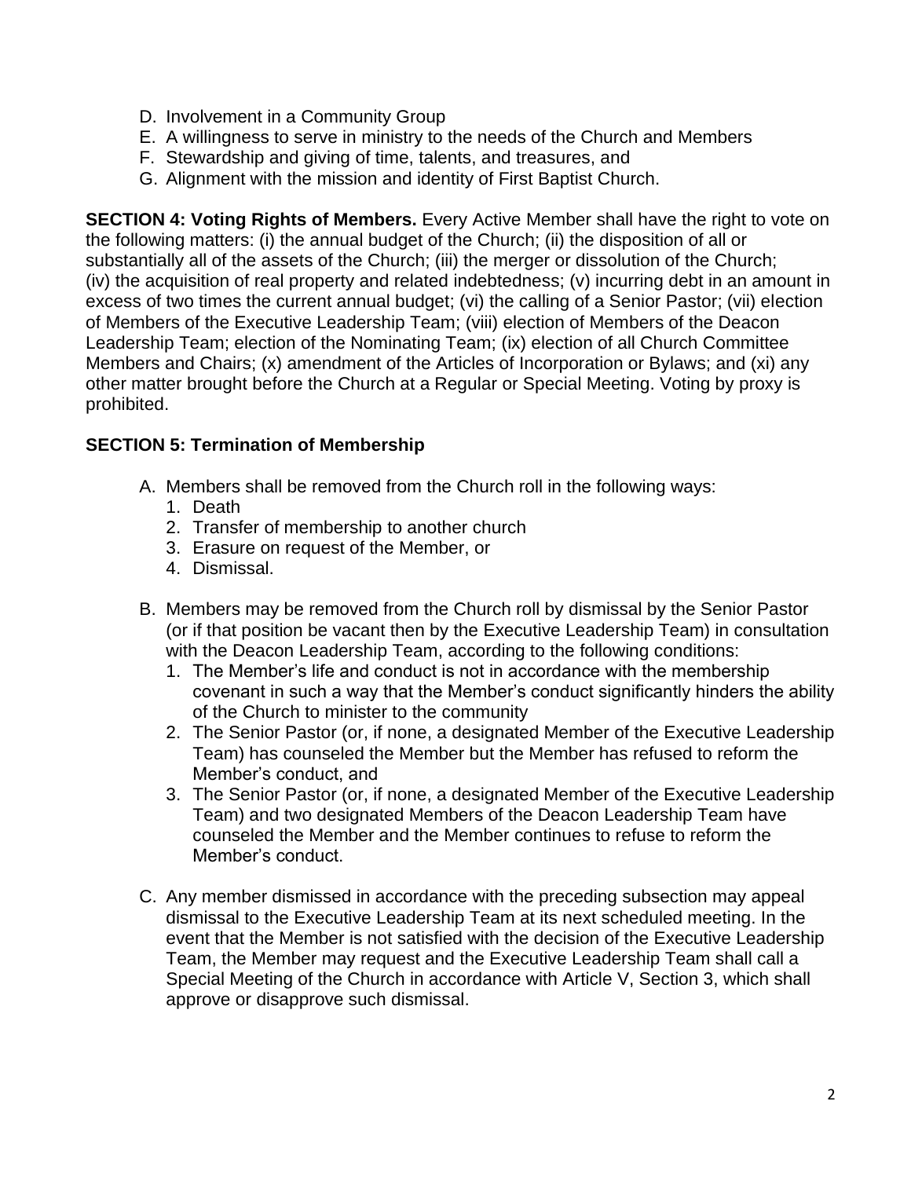D. Involvement in a Community Group
E. A willingness to serve in ministry to the needs of the Church and Members
F. Stewardship and giving of time, talents, and treasures, and
G. Alignment with the mission and identity of First Baptist Church.

**SECTION 4: Voting Rights of Members.** Every Active Member shall have the right to vote on the following matters: (i) the annual budget of the Church; (ii) the disposition of all or substantially all of the assets of the Church; (iii) the merger or dissolution of the Church; (iv) the acquisition of real property and related indebtedness; (v) incurring debt in an amount in excess of two times the current annual budget; (vi) the calling of a Senior Pastor; (vii) election of Members of the Executive Leadership Team; (viii) election of Members of the Deacon Leadership Team; election of the Nominating Team; (ix) election of all Church Committee Members and Chairs; (x) amendment of the Articles of Incorporation or Bylaws; and (xi) any other matter brought before the Church at a Regular or Special Meeting. Voting by proxy is prohibited.

**SECTION 5: Termination of Membership**

A. Members shall be removed from the Church roll in the following ways:
   1. Death
   2. Transfer of membership to another church
   3. Erasure on request of the Member, or
   4. Dismissal.

B. Members may be removed from the Church roll by dismissal by the Senior Pastor (or if that position be vacant then by the Executive Leadership Team) in consultation with the Deacon Leadership Team, according to the following conditions:
   1. The Member's life and conduct is not in accordance with the membership covenant in such a way that the Member's conduct significantly hinders the ability of the Church to minister to the community
   2. The Senior Pastor (or, if none, a designated Member of the Executive Leadership Team) has counseled the Member but the Member has refused to reform the Member's conduct, and
   3. The Senior Pastor (or, if none, a designated Member of the Executive Leadership Team) and two designated Members of the Deacon Leadership Team have counseled the Member and the Member continues to refuse to reform the Member's conduct.

C. Any member dismissed in accordance with the preceding subsection may appeal dismissal to the Executive Leadership Team at its next scheduled meeting. In the event that the Member is not satisfied with the decision of the Executive Leadership Team, the Member may request and the Executive Leadership Team shall call a Special Meeting of the Church in accordance with Article V, Section 3, which shall approve or disapprove such dismissal.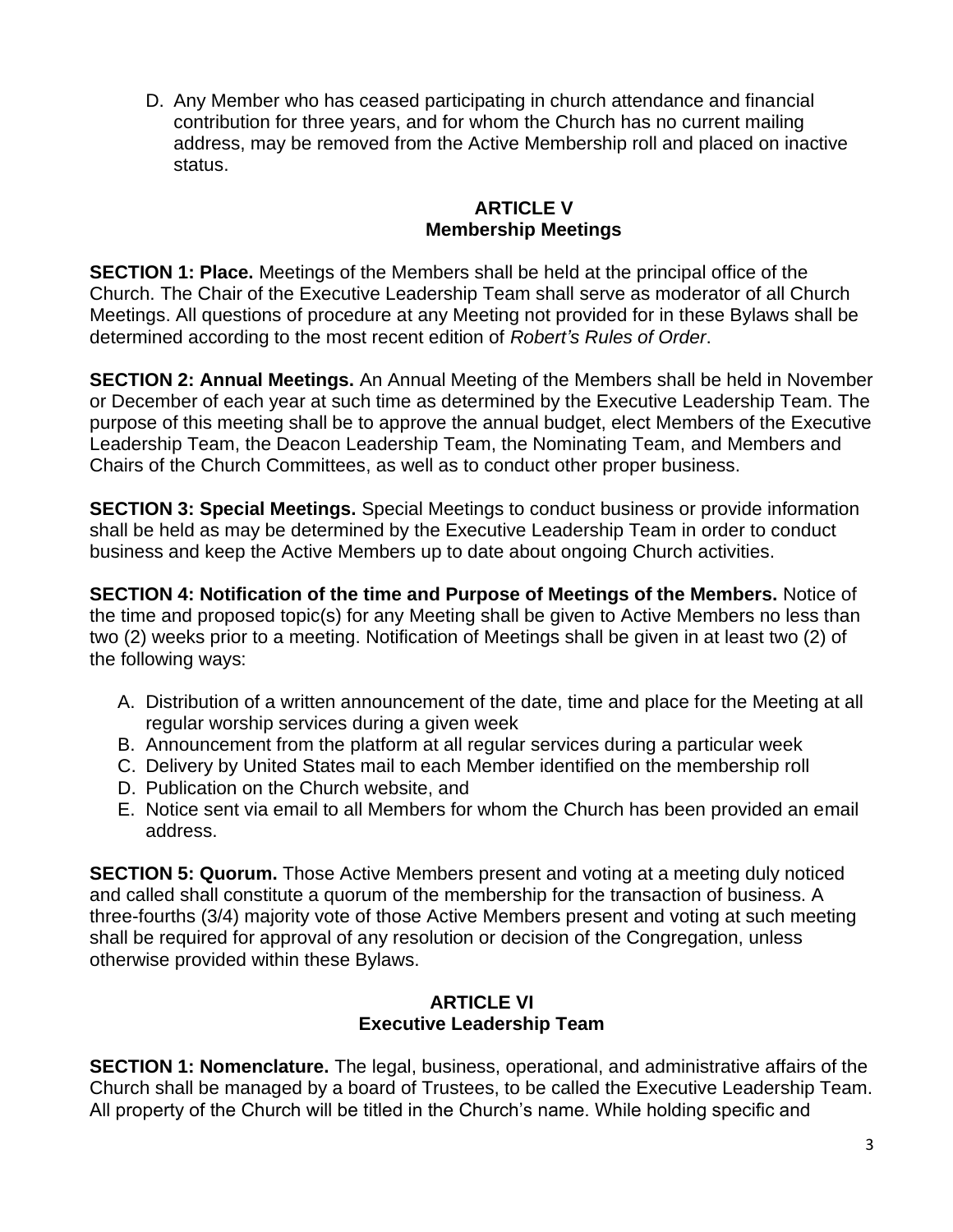D. Any Member who has ceased participating in church attendance and financial contribution for three years, and for whom the Church has no current mailing address, may be removed from the Active Membership roll and placed on inactive status.

## ARTICLE V
## Membership Meetings

**SECTION 1: Place.** Meetings of the Members shall be held at the principal office of the Church. The Chair of the Executive Leadership Team shall serve as moderator of all Church Meetings. All questions of procedure at any Meeting not provided for in these Bylaws shall be determined according to the most recent edition of *Robert's Rules of Order*.

**SECTION 2: Annual Meetings.** An Annual Meeting of the Members shall be held in November or December of each year at such time as determined by the Executive Leadership Team. The purpose of this meeting shall be to approve the annual budget, elect Members of the Executive Leadership Team, the Deacon Leadership Team, the Nominating Team, and Members and Chairs of the Church Committees, as well as to conduct other proper business.

**SECTION 3: Special Meetings.** Special Meetings to conduct business or provide information shall be held as may be determined by the Executive Leadership Team in order to conduct business and keep the Active Members up to date about ongoing Church activities.

**SECTION 4: Notification of the time and Purpose of Meetings of the Members.** Notice of the time and proposed topic(s) for any Meeting shall be given to Active Members no less than two (2) weeks prior to a meeting. Notification of Meetings shall be given in at least two (2) of the following ways:

A. Distribution of a written announcement of the date, time and place for the Meeting at all regular worship services during a given week
B. Announcement from the platform at all regular services during a particular week
C. Delivery by United States mail to each Member identified on the membership roll
D. Publication on the Church website, and
E. Notice sent via email to all Members for whom the Church has been provided an email address.

**SECTION 5: Quorum.** Those Active Members present and voting at a meeting duly noticed and called shall constitute a quorum of the membership for the transaction of business. A three-fourths (3/4) majority vote of those Active Members present and voting at such meeting shall be required for approval of any resolution or decision of the Congregation, unless otherwise provided within these Bylaws.

## ARTICLE VI
## Executive Leadership Team

**SECTION 1: Nomenclature.** The legal, business, operational, and administrative affairs of the Church shall be managed by a board of Trustees, to be called the Executive Leadership Team. All property of the Church will be titled in the Church's name. While holding specific and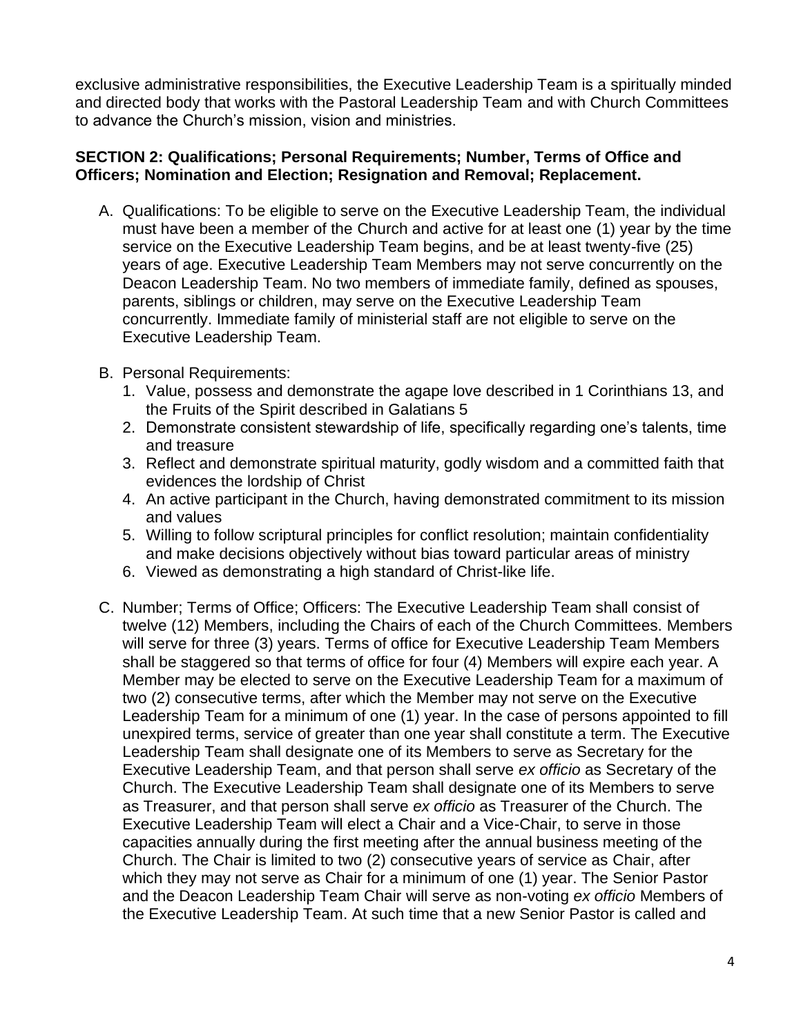exclusive administrative responsibilities, the Executive Leadership Team is a spiritually minded and directed body that works with the Pastoral Leadership Team and with Church Committees to advance the Church's mission, vision and ministries.

**SECTION 2: Qualifications; Personal Requirements; Number, Terms of Office and Officers; Nomination and Election; Resignation and Removal; Replacement.**

A. Qualifications: To be eligible to serve on the Executive Leadership Team, the individual must have been a member of the Church and active for at least one (1) year by the time service on the Executive Leadership Team begins, and be at least twenty-five (25) years of age. Executive Leadership Team Members may not serve concurrently on the Deacon Leadership Team. No two members of immediate family, defined as spouses, parents, siblings or children, may serve on the Executive Leadership Team concurrently. Immediate family of ministerial staff are not eligible to serve on the Executive Leadership Team.

B. Personal Requirements:
   1. Value, possess and demonstrate the agape love described in 1 Corinthians 13, and the Fruits of the Spirit described in Galatians 5
   2. Demonstrate consistent stewardship of life, specifically regarding one's talents, time and treasure
   3. Reflect and demonstrate spiritual maturity, godly wisdom and a committed faith that evidences the lordship of Christ
   4. An active participant in the Church, having demonstrated commitment to its mission and values
   5. Willing to follow scriptural principles for conflict resolution; maintain confidentiality and make decisions objectively without bias toward particular areas of ministry
   6. Viewed as demonstrating a high standard of Christ-like life.

C. Number; Terms of Office; Officers: The Executive Leadership Team shall consist of twelve (12) Members, including the Chairs of each of the Church Committees. Members will serve for three (3) years. Terms of office for Executive Leadership Team Members shall be staggered so that terms of office for four (4) Members will expire each year. A Member may be elected to serve on the Executive Leadership Team for a maximum of two (2) consecutive terms, after which the Member may not serve on the Executive Leadership Team for a minimum of one (1) year. In the case of persons appointed to fill unexpired terms, service of greater than one year shall constitute a term. The Executive Leadership Team shall designate one of its Members to serve as Secretary for the Executive Leadership Team, and that person shall serve *ex officio* as Secretary of the Church. The Executive Leadership Team shall designate one of its Members to serve as Treasurer, and that person shall serve *ex officio* as Treasurer of the Church. The Executive Leadership Team will elect a Chair and a Vice-Chair, to serve in those capacities annually during the first meeting after the annual business meeting of the Church. The Chair is limited to two (2) consecutive years of service as Chair, after which they may not serve as Chair for a minimum of one (1) year. The Senior Pastor and the Deacon Leadership Team Chair will serve as non-voting *ex officio* Members of the Executive Leadership Team. At such time that a new Senior Pastor is called and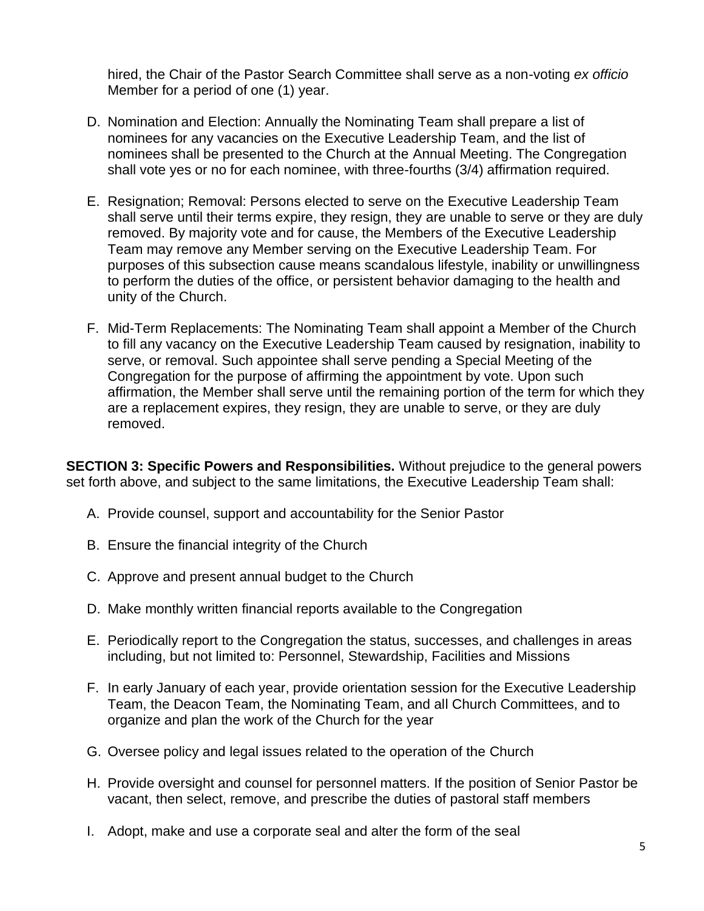hired, the Chair of the Pastor Search Committee shall serve as a non-voting *ex officio* Member for a period of one (1) year.

D. Nomination and Election: Annually the Nominating Team shall prepare a list of nominees for any vacancies on the Executive Leadership Team, and the list of nominees shall be presented to the Church at the Annual Meeting. The Congregation shall vote yes or no for each nominee, with three-fourths (3/4) affirmation required.

E. Resignation; Removal: Persons elected to serve on the Executive Leadership Team shall serve until their terms expire, they resign, they are unable to serve or they are duly removed. By majority vote and for cause, the Members of the Executive Leadership Team may remove any Member serving on the Executive Leadership Team. For purposes of this subsection cause means scandalous lifestyle, inability or unwillingness to perform the duties of the office, or persistent behavior damaging to the health and unity of the Church.

F. Mid-Term Replacements: The Nominating Team shall appoint a Member of the Church to fill any vacancy on the Executive Leadership Team caused by resignation, inability to serve, or removal. Such appointee shall serve pending a Special Meeting of the Congregation for the purpose of affirming the appointment by vote. Upon such affirmation, the Member shall serve until the remaining portion of the term for which they are a replacement expires, they resign, they are unable to serve, or they are duly removed.

**SECTION 3: Specific Powers and Responsibilities.** Without prejudice to the general powers set forth above, and subject to the same limitations, the Executive Leadership Team shall:

A. Provide counsel, support and accountability for the Senior Pastor

B. Ensure the financial integrity of the Church

C. Approve and present annual budget to the Church

D. Make monthly written financial reports available to the Congregation

E. Periodically report to the Congregation the status, successes, and challenges in areas including, but not limited to: Personnel, Stewardship, Facilities and Missions

F. In early January of each year, provide orientation session for the Executive Leadership Team, the Deacon Team, the Nominating Team, and all Church Committees, and to organize and plan the work of the Church for the year

G. Oversee policy and legal issues related to the operation of the Church

H. Provide oversight and counsel for personnel matters. If the position of Senior Pastor be vacant, then select, remove, and prescribe the duties of pastoral staff members

I. Adopt, make and use a corporate seal and alter the form of the seal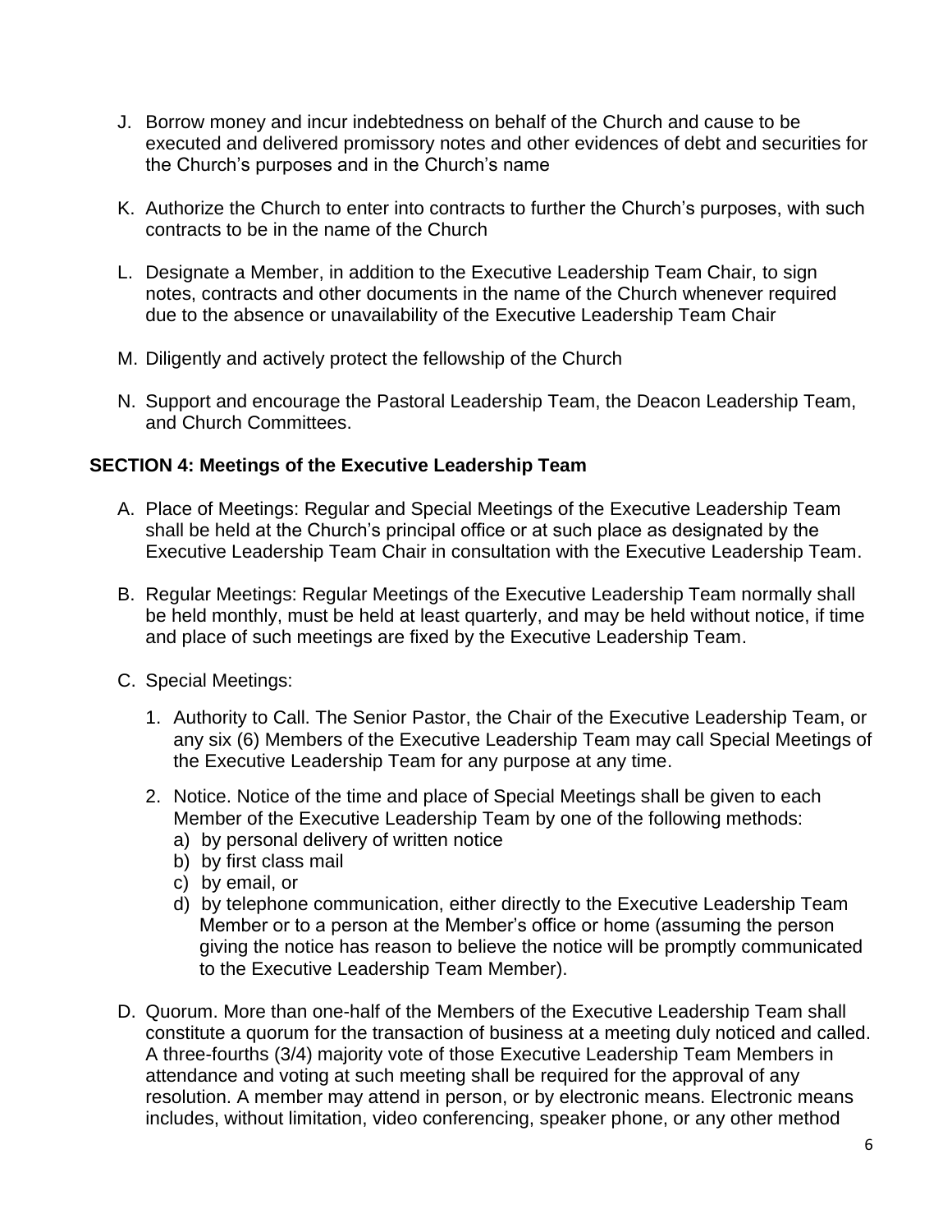J. Borrow money and incur indebtedness on behalf of the Church and cause to be executed and delivered promissory notes and other evidences of debt and securities for the Church's purposes and in the Church's name

K. Authorize the Church to enter into contracts to further the Church's purposes, with such contracts to be in the name of the Church

L. Designate a Member, in addition to the Executive Leadership Team Chair, to sign notes, contracts and other documents in the name of the Church whenever required due to the absence or unavailability of the Executive Leadership Team Chair

M. Diligently and actively protect the fellowship of the Church

N. Support and encourage the Pastoral Leadership Team, the Deacon Leadership Team, and Church Committees.

### SECTION 4: Meetings of the Executive Leadership Team

A. Place of Meetings: Regular and Special Meetings of the Executive Leadership Team shall be held at the Church's principal office or at such place as designated by the Executive Leadership Team Chair in consultation with the Executive Leadership Team.

B. Regular Meetings: Regular Meetings of the Executive Leadership Team normally shall be held monthly, must be held at least quarterly, and may be held without notice, if time and place of such meetings are fixed by the Executive Leadership Team.

C. Special Meetings:

1. Authority to Call. The Senior Pastor, the Chair of the Executive Leadership Team, or any six (6) Members of the Executive Leadership Team may call Special Meetings of the Executive Leadership Team for any purpose at any time.

2. Notice. Notice of the time and place of Special Meetings shall be given to each Member of the Executive Leadership Team by one of the following methods:
   a) by personal delivery of written notice
   b) by first class mail
   c) by email, or
   d) by telephone communication, either directly to the Executive Leadership Team Member or to a person at the Member's office or home (assuming the person giving the notice has reason to believe the notice will be promptly communicated to the Executive Leadership Team Member).

D. Quorum. More than one-half of the Members of the Executive Leadership Team shall constitute a quorum for the transaction of business at a meeting duly noticed and called. A three-fourths (3/4) majority vote of those Executive Leadership Team Members in attendance and voting at such meeting shall be required for the approval of any resolution. A member may attend in person, or by electronic means. Electronic means includes, without limitation, video conferencing, speaker phone, or any other method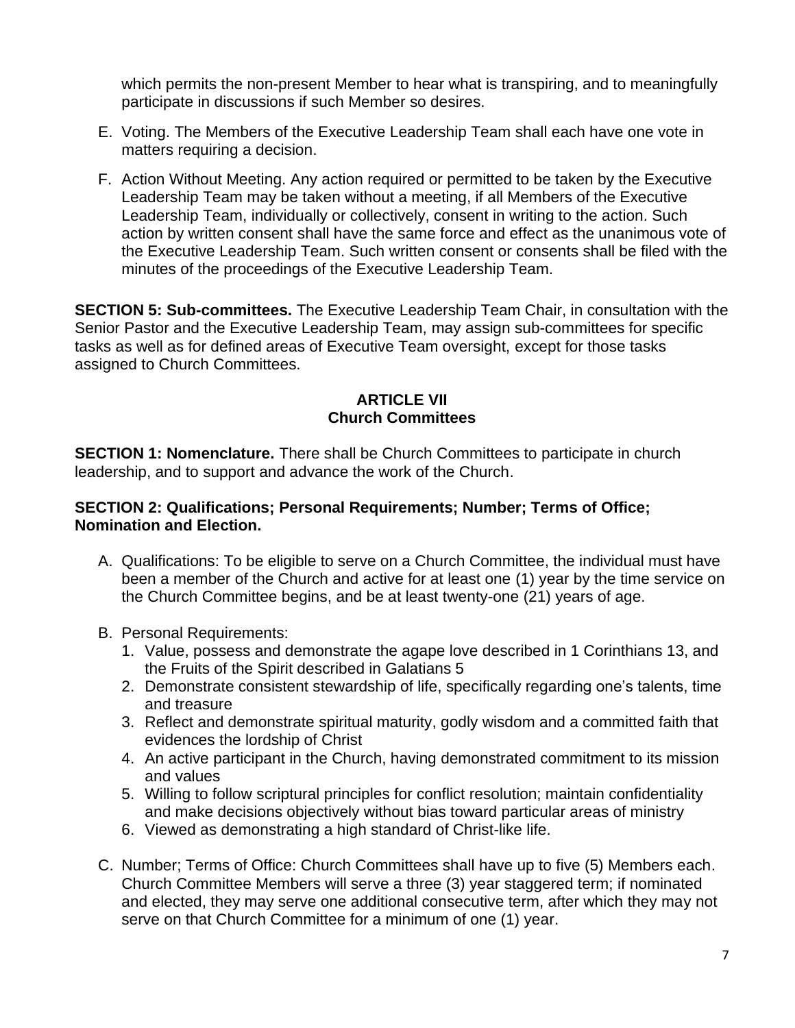which permits the non-present Member to hear what is transpiring, and to meaningfully participate in discussions if such Member so desires.

E. Voting. The Members of the Executive Leadership Team shall each have one vote in matters requiring a decision.

F. Action Without Meeting. Any action required or permitted to be taken by the Executive Leadership Team may be taken without a meeting, if all Members of the Executive Leadership Team, individually or collectively, consent in writing to the action. Such action by written consent shall have the same force and effect as the unanimous vote of the Executive Leadership Team. Such written consent or consents shall be filed with the minutes of the proceedings of the Executive Leadership Team.

**SECTION 5: Sub-committees.** The Executive Leadership Team Chair, in consultation with the Senior Pastor and the Executive Leadership Team, may assign sub-committees for specific tasks as well as for defined areas of Executive Team oversight, except for those tasks assigned to Church Committees.

## ARTICLE VII
## Church Committees

**SECTION 1: Nomenclature.** There shall be Church Committees to participate in church leadership, and to support and advance the work of the Church.

**SECTION 2: Qualifications; Personal Requirements; Number; Terms of Office; Nomination and Election.**

A. Qualifications: To be eligible to serve on a Church Committee, the individual must have been a member of the Church and active for at least one (1) year by the time service on the Church Committee begins, and be at least twenty-one (21) years of age.

B. Personal Requirements:
   1. Value, possess and demonstrate the agape love described in 1 Corinthians 13, and the Fruits of the Spirit described in Galatians 5
   2. Demonstrate consistent stewardship of life, specifically regarding one's talents, time and treasure
   3. Reflect and demonstrate spiritual maturity, godly wisdom and a committed faith that evidences the lordship of Christ
   4. An active participant in the Church, having demonstrated commitment to its mission and values
   5. Willing to follow scriptural principles for conflict resolution; maintain confidentiality and make decisions objectively without bias toward particular areas of ministry
   6. Viewed as demonstrating a high standard of Christ-like life.

C. Number; Terms of Office: Church Committees shall have up to five (5) Members each. Church Committee Members will serve a three (3) year staggered term; if nominated and elected, they may serve one additional consecutive term, after which they may not serve on that Church Committee for a minimum of one (1) year.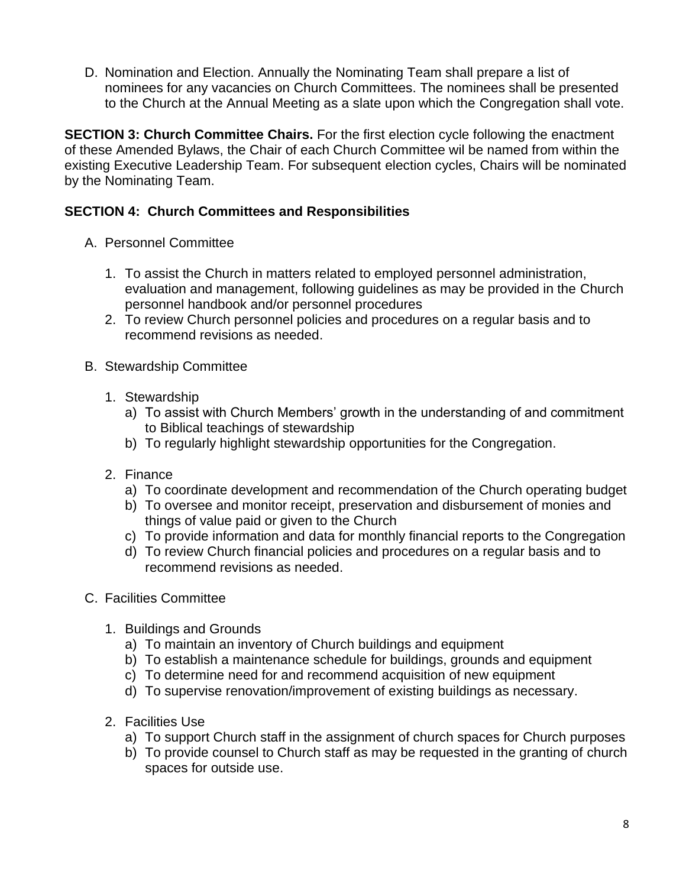D. Nomination and Election. Annually the Nominating Team shall prepare a list of nominees for any vacancies on Church Committees. The nominees shall be presented to the Church at the Annual Meeting as a slate upon which the Congregation shall vote.

**SECTION 3: Church Committee Chairs.** For the first election cycle following the enactment of these Amended Bylaws, the Chair of each Church Committee wil be named from within the existing Executive Leadership Team. For subsequent election cycles, Chairs will be nominated by the Nominating Team.

**SECTION 4: Church Committees and Responsibilities**

A. Personnel Committee

   1. To assist the Church in matters related to employed personnel administration, evaluation and management, following guidelines as may be provided in the Church personnel handbook and/or personnel procedures
   2. To review Church personnel policies and procedures on a regular basis and to recommend revisions as needed.

B. Stewardship Committee

   1. Stewardship
      a) To assist with Church Members' growth in the understanding of and commitment to Biblical teachings of stewardship
      b) To regularly highlight stewardship opportunities for the Congregation.

   2. Finance
      a) To coordinate development and recommendation of the Church operating budget
      b) To oversee and monitor receipt, preservation and disbursement of monies and things of value paid or given to the Church
      c) To provide information and data for monthly financial reports to the Congregation
      d) To review Church financial policies and procedures on a regular basis and to recommend revisions as needed.

C. Facilities Committee

   1. Buildings and Grounds
      a) To maintain an inventory of Church buildings and equipment
      b) To establish a maintenance schedule for buildings, grounds and equipment
      c) To determine need for and recommend acquisition of new equipment
      d) To supervise renovation/improvement of existing buildings as necessary.

   2. Facilities Use
      a) To support Church staff in the assignment of church spaces for Church purposes
      b) To provide counsel to Church staff as may be requested in the granting of church spaces for outside use.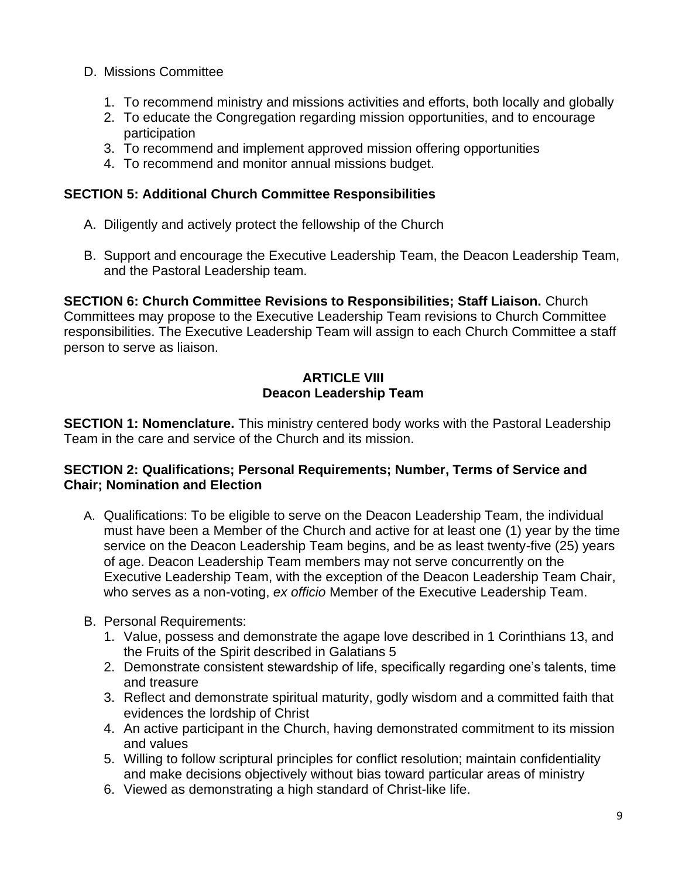D. Missions Committee

1. To recommend ministry and missions activities and efforts, both locally and globally
2. To educate the Congregation regarding mission opportunities, and to encourage participation
3. To recommend and implement approved mission offering opportunities
4. To recommend and monitor annual missions budget.

**SECTION 5: Additional Church Committee Responsibilities**

A. Diligently and actively protect the fellowship of the Church

B. Support and encourage the Executive Leadership Team, the Deacon Leadership Team, and the Pastoral Leadership team.

**SECTION 6: Church Committee Revisions to Responsibilities; Staff Liaison.** Church Committees may propose to the Executive Leadership Team revisions to Church Committee responsibilities. The Executive Leadership Team will assign to each Church Committee a staff person to serve as liaison.

## ARTICLE VIII
## Deacon Leadership Team

**SECTION 1: Nomenclature.** This ministry centered body works with the Pastoral Leadership Team in the care and service of the Church and its mission.

**SECTION 2: Qualifications; Personal Requirements; Number, Terms of Service and Chair; Nomination and Election**

A. Qualifications: To be eligible to serve on the Deacon Leadership Team, the individual must have been a Member of the Church and active for at least one (1) year by the time service on the Deacon Leadership Team begins, and be as least twenty-five (25) years of age. Deacon Leadership Team members may not serve concurrently on the Executive Leadership Team, with the exception of the Deacon Leadership Team Chair, who serves as a non-voting, *ex officio* Member of the Executive Leadership Team.

B. Personal Requirements:
1. Value, possess and demonstrate the agape love described in 1 Corinthians 13, and the Fruits of the Spirit described in Galatians 5
2. Demonstrate consistent stewardship of life, specifically regarding one's talents, time and treasure
3. Reflect and demonstrate spiritual maturity, godly wisdom and a committed faith that evidences the lordship of Christ
4. An active participant in the Church, having demonstrated commitment to its mission and values
5. Willing to follow scriptural principles for conflict resolution; maintain confidentiality and make decisions objectively without bias toward particular areas of ministry
6. Viewed as demonstrating a high standard of Christ-like life.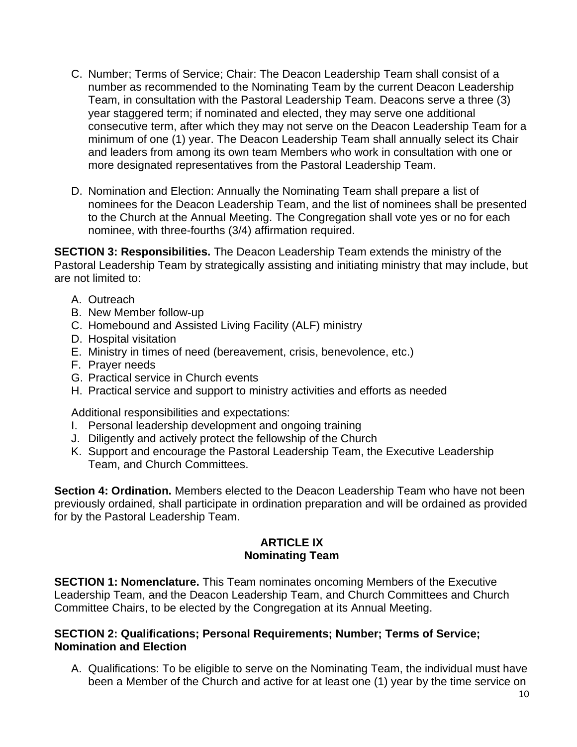C. Number; Terms of Service; Chair: The Deacon Leadership Team shall consist of a number as recommended to the Nominating Team by the current Deacon Leadership Team, in consultation with the Pastoral Leadership Team. Deacons serve a three (3) year staggered term; if nominated and elected, they may serve one additional consecutive term, after which they may not serve on the Deacon Leadership Team for a minimum of one (1) year. The Deacon Leadership Team shall annually select its Chair and leaders from among its own team Members who work in consultation with one or more designated representatives from the Pastoral Leadership Team.

D. Nomination and Election: Annually the Nominating Team shall prepare a list of nominees for the Deacon Leadership Team, and the list of nominees shall be presented to the Church at the Annual Meeting. The Congregation shall vote yes or no for each nominee, with three-fourths (3/4) affirmation required.

**SECTION 3: Responsibilities.** The Deacon Leadership Team extends the ministry of the Pastoral Leadership Team by strategically assisting and initiating ministry that may include, but are not limited to:

A. Outreach
B. New Member follow-up
C. Homebound and Assisted Living Facility (ALF) ministry
D. Hospital visitation
E. Ministry in times of need (bereavement, crisis, benevolence, etc.)
F. Prayer needs
G. Practical service in Church events
H. Practical service and support to ministry activities and efforts as needed

Additional responsibilities and expectations:

I. Personal leadership development and ongoing training
J. Diligently and actively protect the fellowship of the Church
K. Support and encourage the Pastoral Leadership Team, the Executive Leadership Team, and Church Committees.

**Section 4: Ordination.** Members elected to the Deacon Leadership Team who have not been previously ordained, shall participate in ordination preparation and will be ordained as provided for by the Pastoral Leadership Team.

## ARTICLE IX
## Nominating Team

**SECTION 1: Nomenclature.** This Team nominates oncoming Members of the Executive Leadership Team, ~~and~~ the Deacon Leadership Team, and Church Committees and Church Committee Chairs, to be elected by the Congregation at its Annual Meeting.

**SECTION 2: Qualifications; Personal Requirements; Number; Terms of Service; Nomination and Election**

A. Qualifications: To be eligible to serve on the Nominating Team, the individual must have been a Member of the Church and active for at least one (1) year by the time service on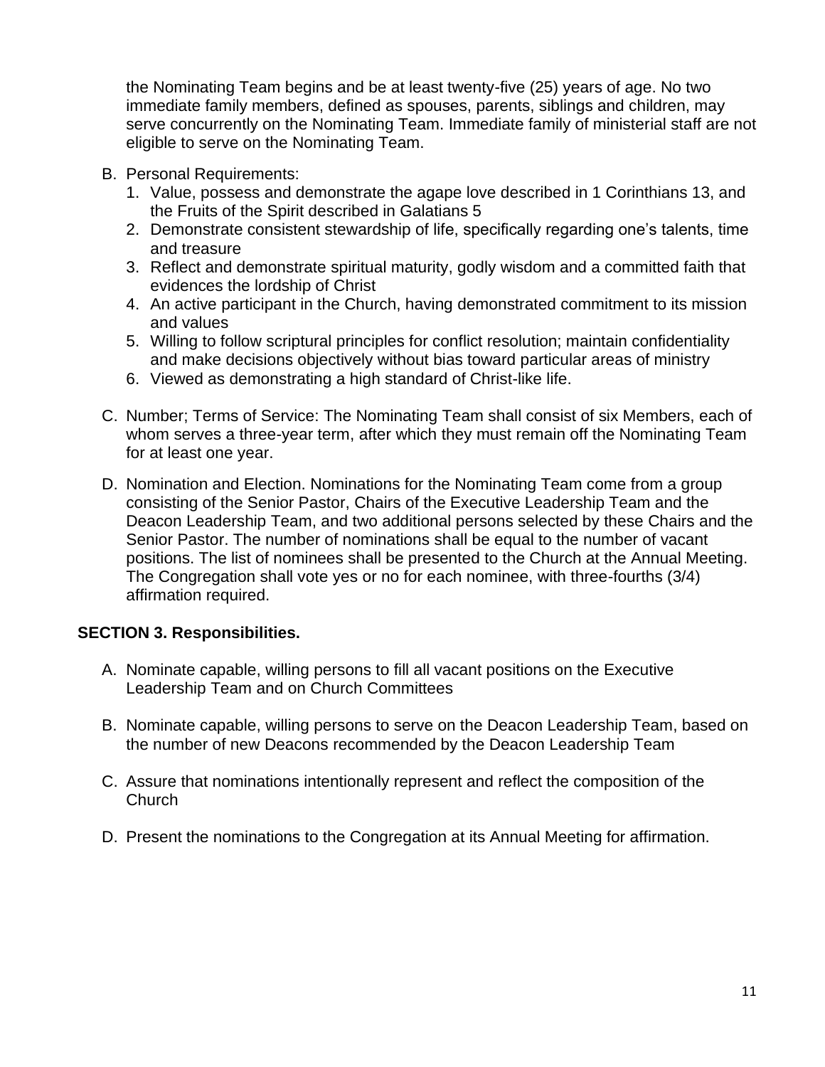the Nominating Team begins and be at least twenty-five (25) years of age. No two immediate family members, defined as spouses, parents, siblings and children, may serve concurrently on the Nominating Team. Immediate family of ministerial staff are not eligible to serve on the Nominating Team.

B. Personal Requirements:
   1. Value, possess and demonstrate the agape love described in 1 Corinthians 13, and the Fruits of the Spirit described in Galatians 5
   2. Demonstrate consistent stewardship of life, specifically regarding one's talents, time and treasure
   3. Reflect and demonstrate spiritual maturity, godly wisdom and a committed faith that evidences the lordship of Christ
   4. An active participant in the Church, having demonstrated commitment to its mission and values
   5. Willing to follow scriptural principles for conflict resolution; maintain confidentiality and make decisions objectively without bias toward particular areas of ministry
   6. Viewed as demonstrating a high standard of Christ-like life.

C. Number; Terms of Service: The Nominating Team shall consist of six Members, each of whom serves a three-year term, after which they must remain off the Nominating Team for at least one year.

D. Nomination and Election. Nominations for the Nominating Team come from a group consisting of the Senior Pastor, Chairs of the Executive Leadership Team and the Deacon Leadership Team, and two additional persons selected by these Chairs and the Senior Pastor. The number of nominations shall be equal to the number of vacant positions. The list of nominees shall be presented to the Church at the Annual Meeting. The Congregation shall vote yes or no for each nominee, with three-fourths (3/4) affirmation required.

**SECTION 3. Responsibilities.**

A. Nominate capable, willing persons to fill all vacant positions on the Executive Leadership Team and on Church Committees

B. Nominate capable, willing persons to serve on the Deacon Leadership Team, based on the number of new Deacons recommended by the Deacon Leadership Team

C. Assure that nominations intentionally represent and reflect the composition of the Church

D. Present the nominations to the Congregation at its Annual Meeting for affirmation.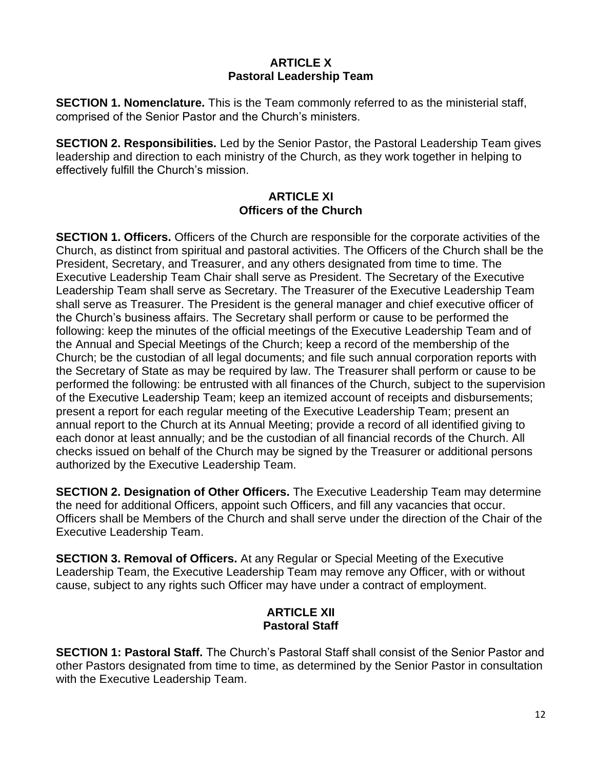## ARTICLE X
## Pastoral Leadership Team

**SECTION 1. Nomenclature.** This is the Team commonly referred to as the ministerial staff, comprised of the Senior Pastor and the Church's ministers.

**SECTION 2. Responsibilities.** Led by the Senior Pastor, the Pastoral Leadership Team gives leadership and direction to each ministry of the Church, as they work together in helping to effectively fulfill the Church's mission.

## ARTICLE XI
## Officers of the Church

**SECTION 1. Officers.** Officers of the Church are responsible for the corporate activities of the Church, as distinct from spiritual and pastoral activities. The Officers of the Church shall be the President, Secretary, and Treasurer, and any others designated from time to time. The Executive Leadership Team Chair shall serve as President. The Secretary of the Executive Leadership Team shall serve as Secretary. The Treasurer of the Executive Leadership Team shall serve as Treasurer. The President is the general manager and chief executive officer of the Church's business affairs. The Secretary shall perform or cause to be performed the following: keep the minutes of the official meetings of the Executive Leadership Team and of the Annual and Special Meetings of the Church; keep a record of the membership of the Church; be the custodian of all legal documents; and file such annual corporation reports with the Secretary of State as may be required by law. The Treasurer shall perform or cause to be performed the following: be entrusted with all finances of the Church, subject to the supervision of the Executive Leadership Team; keep an itemized account of receipts and disbursements; present a report for each regular meeting of the Executive Leadership Team; present an annual report to the Church at its Annual Meeting; provide a record of all identified giving to each donor at least annually; and be the custodian of all financial records of the Church. All checks issued on behalf of the Church may be signed by the Treasurer or additional persons authorized by the Executive Leadership Team.

**SECTION 2. Designation of Other Officers.** The Executive Leadership Team may determine the need for additional Officers, appoint such Officers, and fill any vacancies that occur. Officers shall be Members of the Church and shall serve under the direction of the Chair of the Executive Leadership Team.

**SECTION 3. Removal of Officers.** At any Regular or Special Meeting of the Executive Leadership Team, the Executive Leadership Team may remove any Officer, with or without cause, subject to any rights such Officer may have under a contract of employment.

## ARTICLE XII
## Pastoral Staff

**SECTION 1: Pastoral Staff.** The Church's Pastoral Staff shall consist of the Senior Pastor and other Pastors designated from time to time, as determined by the Senior Pastor in consultation with the Executive Leadership Team.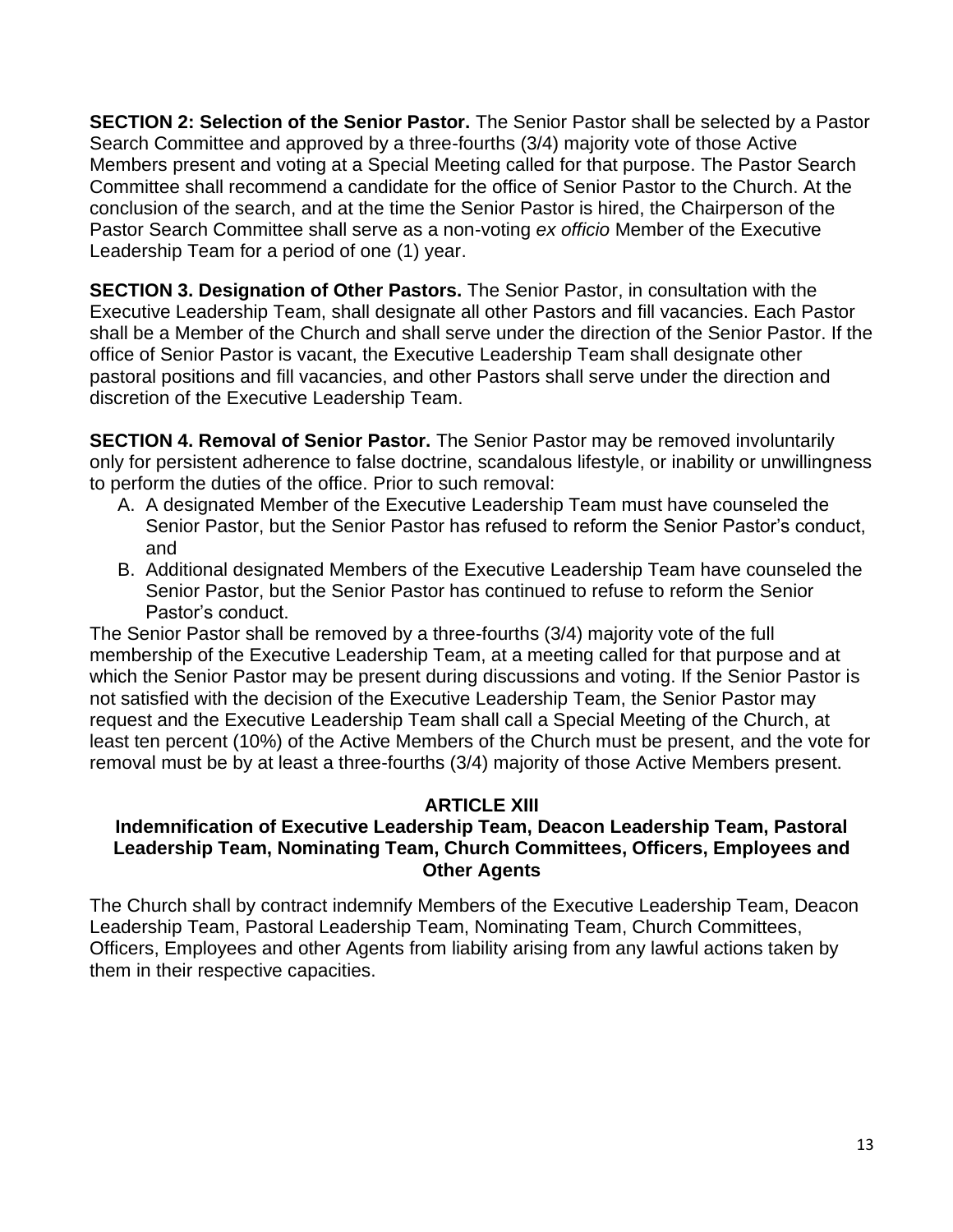**SECTION 2: Selection of the Senior Pastor.** The Senior Pastor shall be selected by a Pastor Search Committee and approved by a three-fourths (3/4) majority vote of those Active Members present and voting at a Special Meeting called for that purpose. The Pastor Search Committee shall recommend a candidate for the office of Senior Pastor to the Church. At the conclusion of the search, and at the time the Senior Pastor is hired, the Chairperson of the Pastor Search Committee shall serve as a non-voting *ex officio* Member of the Executive Leadership Team for a period of one (1) year.

**SECTION 3. Designation of Other Pastors.** The Senior Pastor, in consultation with the Executive Leadership Team, shall designate all other Pastors and fill vacancies. Each Pastor shall be a Member of the Church and shall serve under the direction of the Senior Pastor. If the office of Senior Pastor is vacant, the Executive Leadership Team shall designate other pastoral positions and fill vacancies, and other Pastors shall serve under the direction and discretion of the Executive Leadership Team.

**SECTION 4. Removal of Senior Pastor.** The Senior Pastor may be removed involuntarily only for persistent adherence to false doctrine, scandalous lifestyle, or inability or unwillingness to perform the duties of the office. Prior to such removal:

A. A designated Member of the Executive Leadership Team must have counseled the Senior Pastor, but the Senior Pastor has refused to reform the Senior Pastor's conduct, and
B. Additional designated Members of the Executive Leadership Team have counseled the Senior Pastor, but the Senior Pastor has continued to refuse to reform the Senior Pastor's conduct.

The Senior Pastor shall be removed by a three-fourths (3/4) majority vote of the full membership of the Executive Leadership Team, at a meeting called for that purpose and at which the Senior Pastor may be present during discussions and voting. If the Senior Pastor is not satisfied with the decision of the Executive Leadership Team, the Senior Pastor may request and the Executive Leadership Team shall call a Special Meeting of the Church, at least ten percent (10%) of the Active Members of the Church must be present, and the vote for removal must be by at least a three-fourths (3/4) majority of those Active Members present.

## ARTICLE XIII
### Indemnification of Executive Leadership Team, Deacon Leadership Team, Pastoral Leadership Team, Nominating Team, Church Committees, Officers, Employees and Other Agents

The Church shall by contract indemnify Members of the Executive Leadership Team, Deacon Leadership Team, Pastoral Leadership Team, Nominating Team, Church Committees, Officers, Employees and other Agents from liability arising from any lawful actions taken by them in their respective capacities.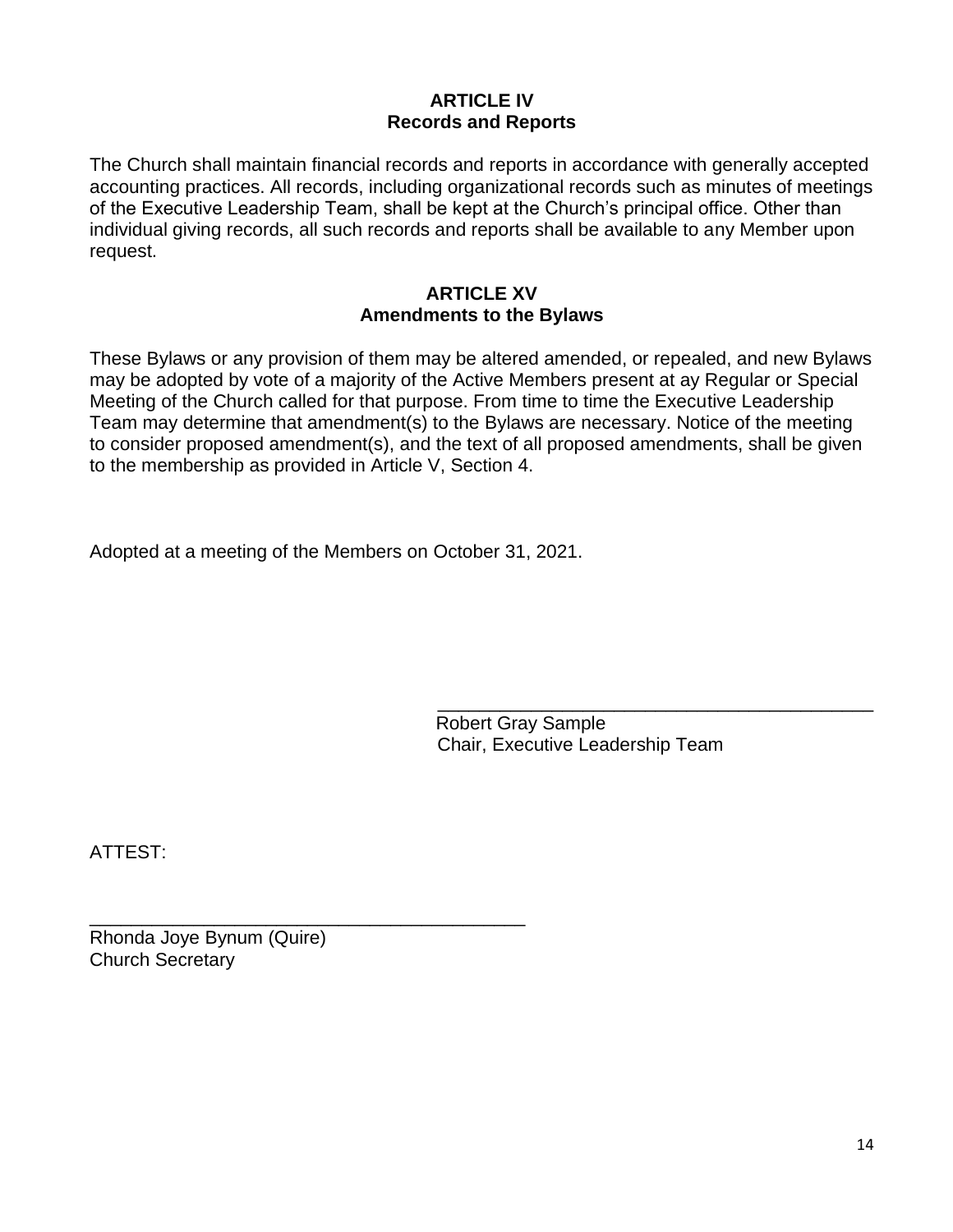## ARTICLE IV
## Records and Reports

The Church shall maintain financial records and reports in accordance with generally accepted accounting practices. All records, including organizational records such as minutes of meetings of the Executive Leadership Team, shall be kept at the Church's principal office. Other than individual giving records, all such records and reports shall be available to any Member upon request.

## ARTICLE XV
## Amendments to the Bylaws

These Bylaws or any provision of them may be altered amended, or repealed, and new Bylaws may be adopted by vote of a majority of the Active Members present at ay Regular or Special Meeting of the Church called for that purpose. From time to time the Executive Leadership Team may determine that amendment(s) to the Bylaws are necessary. Notice of the meeting to consider proposed amendment(s), and the text of all proposed amendments, shall be given to the membership as provided in Article V, Section 4.

Adopted at a meeting of the Members on October 31, 2021.

\_\_\_\_\_\_\_\_\_\_\_\_\_\_\_\_\_\_\_\_\_\_\_\_\_\_\_\_\_\_\_\_\_\_\_\_\_\_\_\_\_\_\_
Robert Gray Sample
Chair, Executive Leadership Team

ATTEST:

\_\_\_\_\_\_\_\_\_\_\_\_\_\_\_\_\_\_\_\_\_\_\_\_\_\_\_\_\_\_\_\_\_\_\_\_\_\_\_\_\_\_\_
Rhonda Joye Bynum (Quire)
Church Secretary